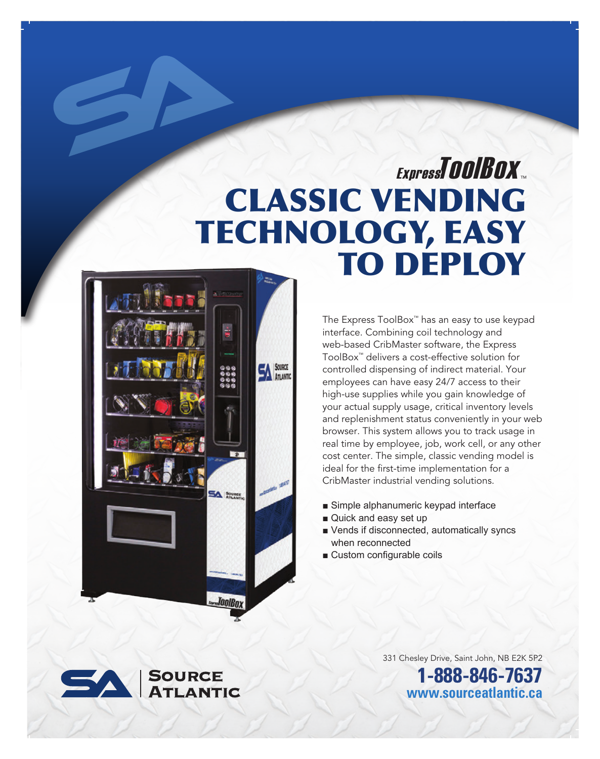Express ToolBox™

# CLASSIC VENDING TECHNOLOGY, EASY TO DEPLOY

The Express ToolBox™ has an easy to use keypad interface. Combining coil technology and web-based CribMaster software, the Express ToolBox™ delivers a cost-effective solution for controlled dispensing of indirect material. Your employees can have easy 24/7 access to their high-use supplies while you gain knowledge of your actual supply usage, critical inventory levels and replenishment status conveniently in your web browser. This system allows you to track usage in real time by employee, job, work cell, or any other cost center. The simple, classic vending model is ideal for the first-time implementation for a CribMaster industrial vending solutions.

- Simple alphanumeric keypad interface
- Quick and easy set up
- Vends if disconnected, automatically syncs when reconnected
- Custom configurable coils

SOURCE ATLANTIC

331 Chesley Drive, Saint John, NB E2K 5P2

**1-888-846-7637**

**www.sourceatlantic.ca**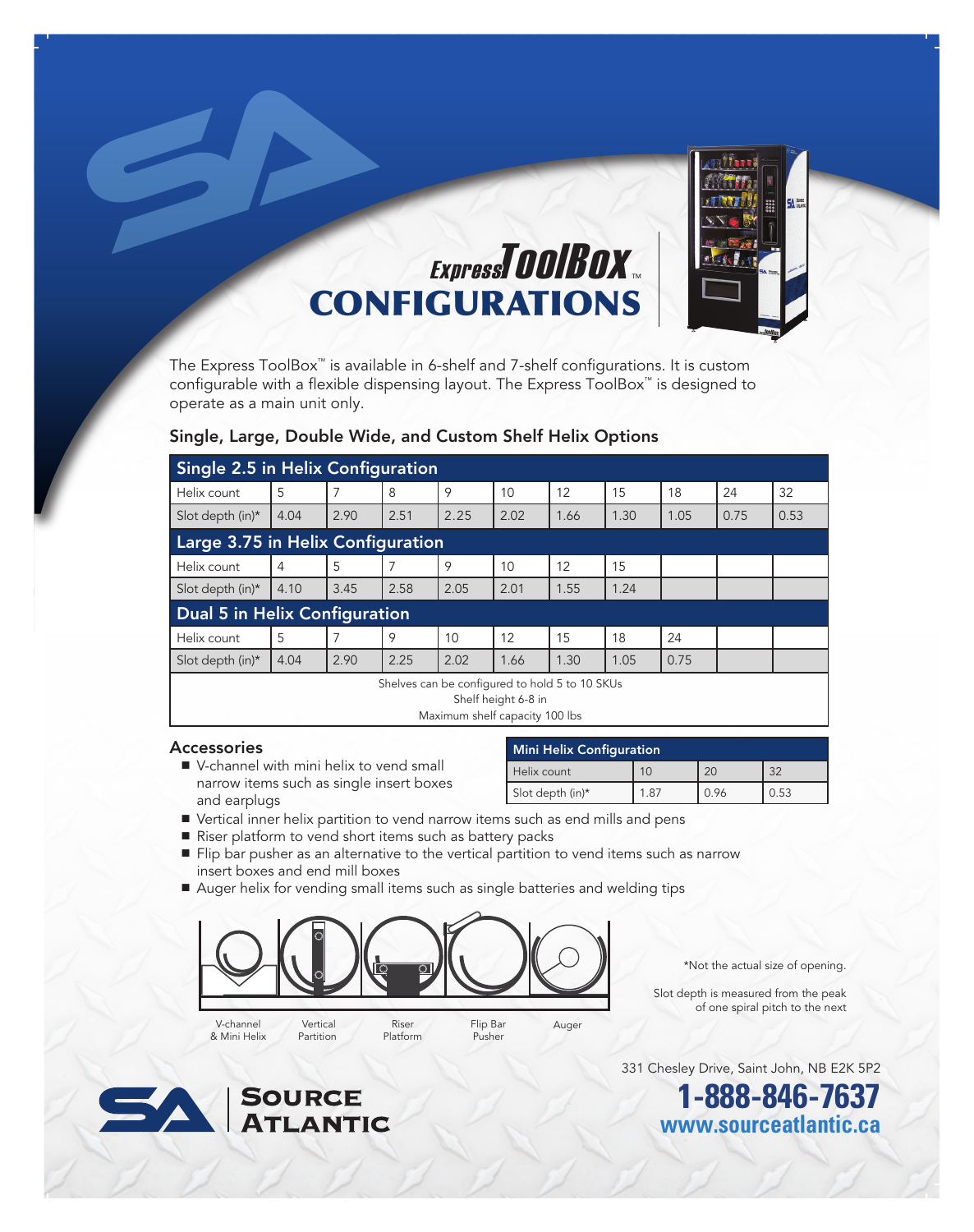# Express ToolBox™ CONFIGURATIONS

The Express ToolBox™ is available in 6-shelf and 7-shelf configurations. It is custom configurable with a flexible dispensing layout. The Express ToolBox™ is designed to operate as a main unit only.

## Single, Large, Double Wide, and Custom Shelf Helix Options

| **Single 2.5 in Helix Configuration** | | | | | | | | | | |
|---|---|---|---|---|---|---|---|---|---|---|
| Helix count | 5 | 7 | 8 | 9 | 10 | 12 | 15 | 18 | 24 | 32 |
| Slot depth (in)* | 4.04 | 2.90 | 2.51 | 2.25 | 2.02 | 1.66 | 1.30 | 1.05 | 0.75 | 0.53 |
| **Large 3.75 in Helix Configuration** | | | | | | | | | | |
| Helix count | 4 | 5 | 7 | 9 | 10 | 12 | 15 | | | |
| Slot depth (in)* | 4.10 | 3.45 | 2.58 | 2.05 | 2.01 | 1.55 | 1.24 | | | |
| **Dual 5 in Helix Configuration** | | | | | | | | | | |
| Helix count | 5 | 7 | 9 | 10 | 12 | 15 | 18 | 24 | | |
| Slot depth (in)* | 4.04 | 2.90 | 2.25 | 2.02 | 1.66 | 1.30 | 1.05 | 0.75 | | |

Shelves can be configured to hold 5 to 10 SKUs
Shelf height 6-8 in
Maximum shelf capacity 100 lbs

### Accessories

| **Mini Helix Configuration** | | | |
|---|---|---|---|
| Helix count | 10 | 20 | 32 |
| Slot depth (in)* | 1.87 | 0.96 | 0.53 |

- V-channel with mini helix to vend small narrow items such as single insert boxes and earplugs
- Vertical inner helix partition to vend narrow items such as end mills and pens
- Riser platform to vend short items such as battery packs
- Flip bar pusher as an alternative to the vertical partition to vend items such as narrow insert boxes and end mill boxes
- Auger helix for vending small items such as single batteries and welding tips

V-channel & Mini Helix | Vertical Partition | Riser Platform | Flip Bar Pusher | Auger

*Not the actual size of opening.

Slot depth is measured from the peak of one spiral pitch to the next

Source Atlantic

331 Chesley Drive, Saint John, NB E2K 5P2

**1-888-846-7637**

**www.sourceatlantic.ca**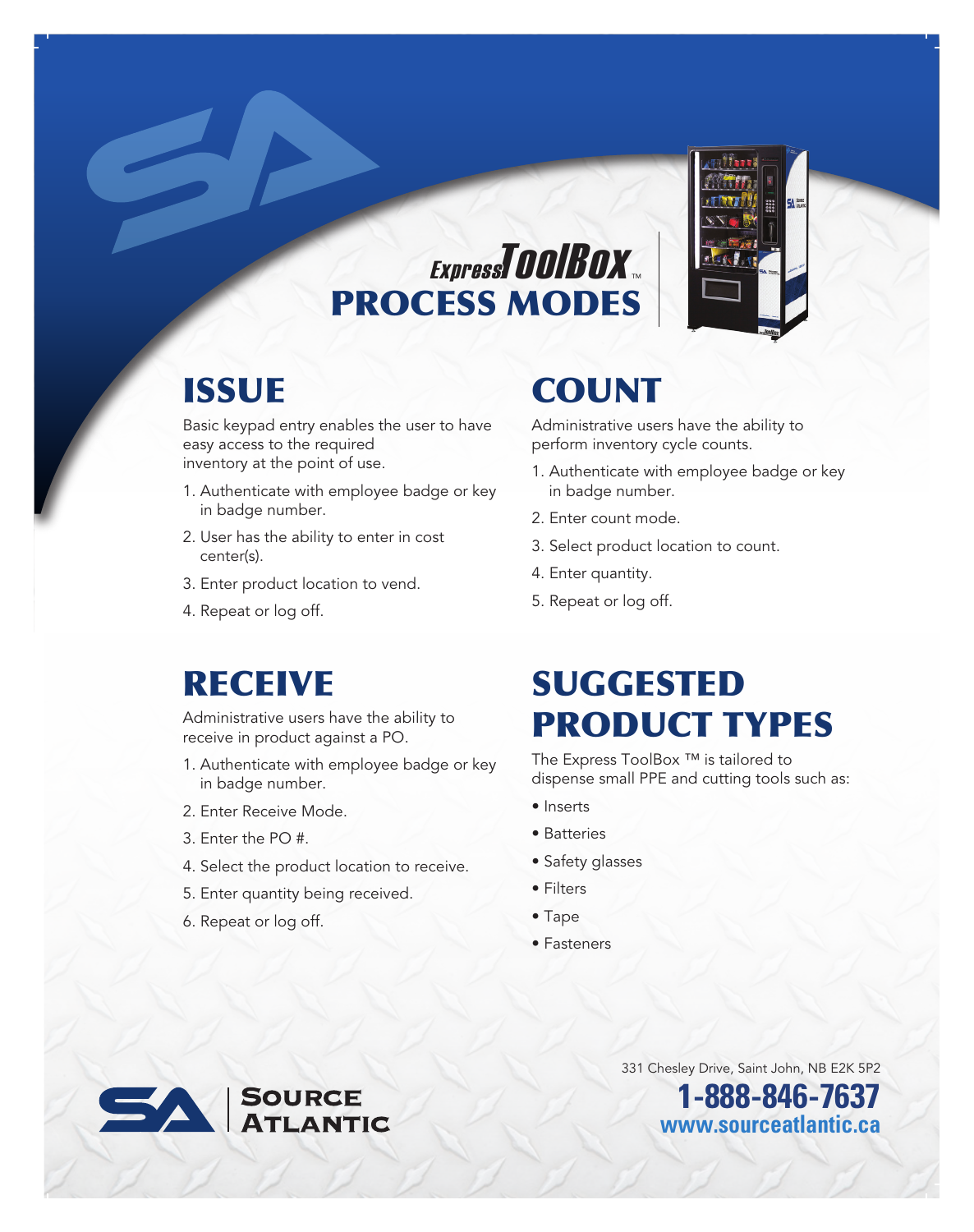# Express ToolBox™ PROCESS MODES

## ISSUE

Basic keypad entry enables the user to have easy access to the required inventory at the point of use.

1. Authenticate with employee badge or key in badge number.
2. User has the ability to enter in cost center(s).
3. Enter product location to vend.
4. Repeat or log off.

## COUNT

Administrative users have the ability to perform inventory cycle counts.

1. Authenticate with employee badge or key in badge number.
2. Enter count mode.
3. Select product location to count.
4. Enter quantity.
5. Repeat or log off.

## RECEIVE

Administrative users have the ability to receive in product against a PO.

1. Authenticate with employee badge or key in badge number.
2. Enter Receive Mode.
3. Enter the PO #.
4. Select the product location to receive.
5. Enter quantity being received.
6. Repeat or log off.

## SUGGESTED PRODUCT TYPES

The Express ToolBox ™ is tailored to dispense small PPE and cutting tools such as:

- Inserts
- Batteries
- Safety glasses
- Filters
- Tape
- Fasteners

SOURCE ATLANTIC

331 Chesley Drive, Saint John, NB E2K 5P2

**1-888-846-7637**

**www.sourceatlantic.ca**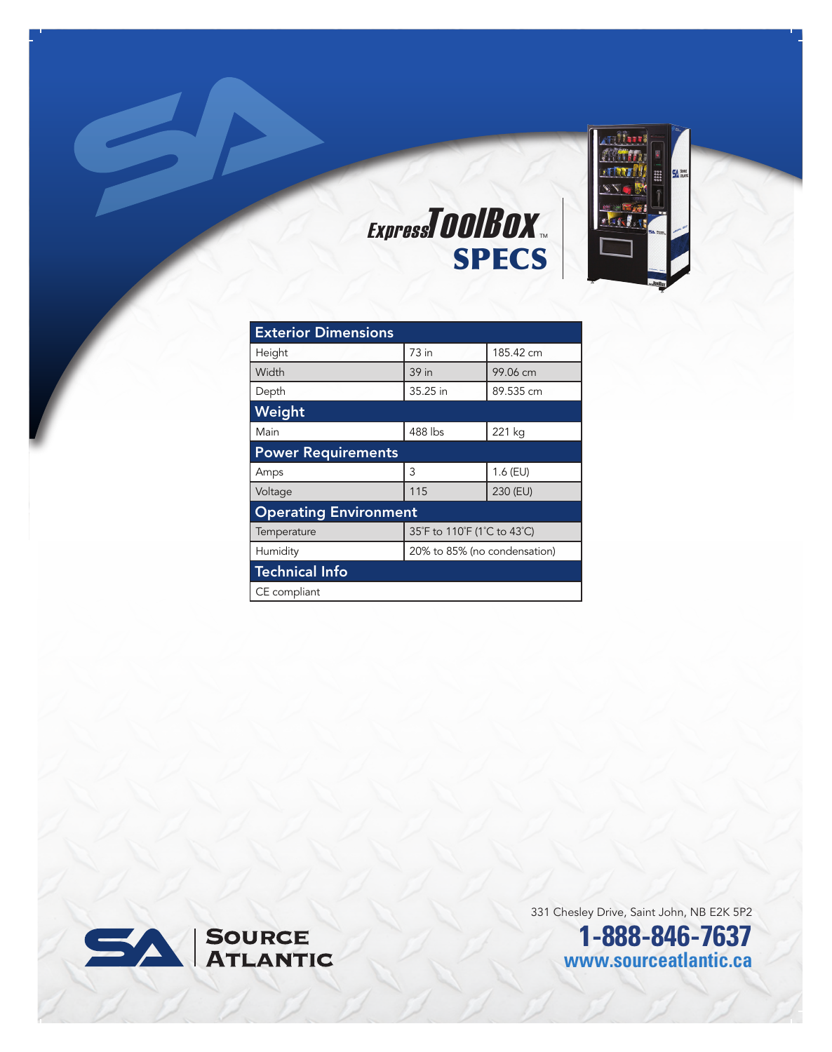# Express ToolBox™ SPECS

| Exterior Dimensions | | |
|---|---|---|
| Height | 73 in | 185.42 cm |
| Width | 39 in | 99.06 cm |
| Depth | 35.25 in | 89.535 cm |
| **Weight** | | |
| Main | 488 lbs | 221 kg |
| **Power Requirements** | | |
| Amps | 3 | 1.6 (EU) |
| Voltage | 115 | 230 (EU) |
| **Operating Environment** | | |
| Temperature | 35˚F to 110˚F (1˚C to 43˚C) | |
| Humidity | 20% to 85% (no condensation) | |
| **Technical Info** | | |
| CE compliant | | |

SOURCE ATLANTIC

331 Chesley Drive, Saint John, NB E2K 5P2

**1-888-846-7637**

**www.sourceatlantic.ca**